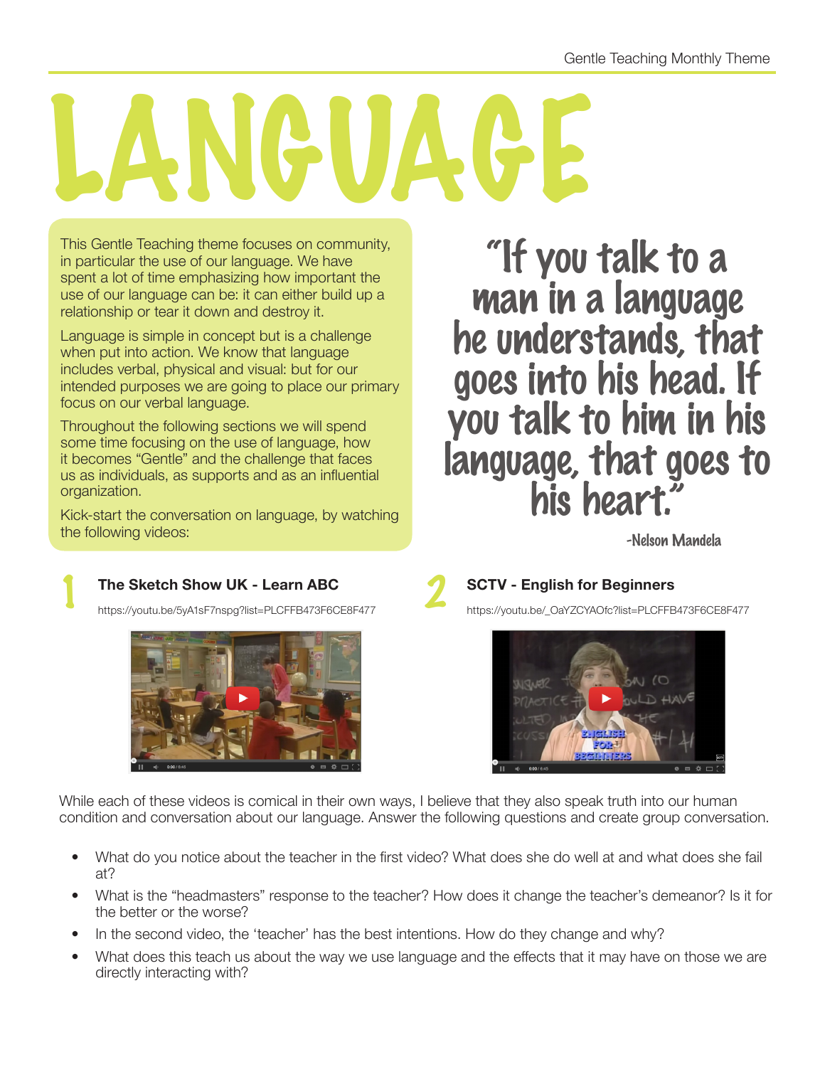# LANGUAGE

This Gentle Teaching theme focuses on community, in particular the use of our language. We have spent a lot of time emphasizing how important the use of our language can be: it can either build up a relationship or tear it down and destroy it.

Language is simple in concept but is a challenge when put into action. We know that language includes verbal, physical and visual: but for our intended purposes we are going to place our primary focus on our verbal language.

Throughout the following sections we will spend some time focusing on the use of language, how it becomes "Gentle" and the challenge that faces us as individuals, as supports and as an influential organization.

Kick-start the conversation on language, by watching the following videos:

> "If you talk to a man in a language he understands, that goes into his head. If you talk to him in his language, that goes to his heart."
>
> -Nelson Mandela

## 1 The Sketch Show UK - Learn ABC

https://youtu.be/5yA1sF7nspg?list=PLCFFB473F6CE8F477

## 2 SCTV - English for Beginners

https://youtu.be/_OaYZCYAOfc?list=PLCFFB473F6CE8F477

While each of these videos is comical in their own ways, I believe that they also speak truth into our human condition and conversation about our language. Answer the following questions and create group conversation.

- What do you notice about the teacher in the first video? What does she do well at and what does she fail at?
- What is the "headmasters" response to the teacher? How does it change the teacher's demeanor? Is it for the better or the worse?
- In the second video, the 'teacher' has the best intentions. How do they change and why?
- What does this teach us about the way we use language and the effects that it may have on those we are directly interacting with?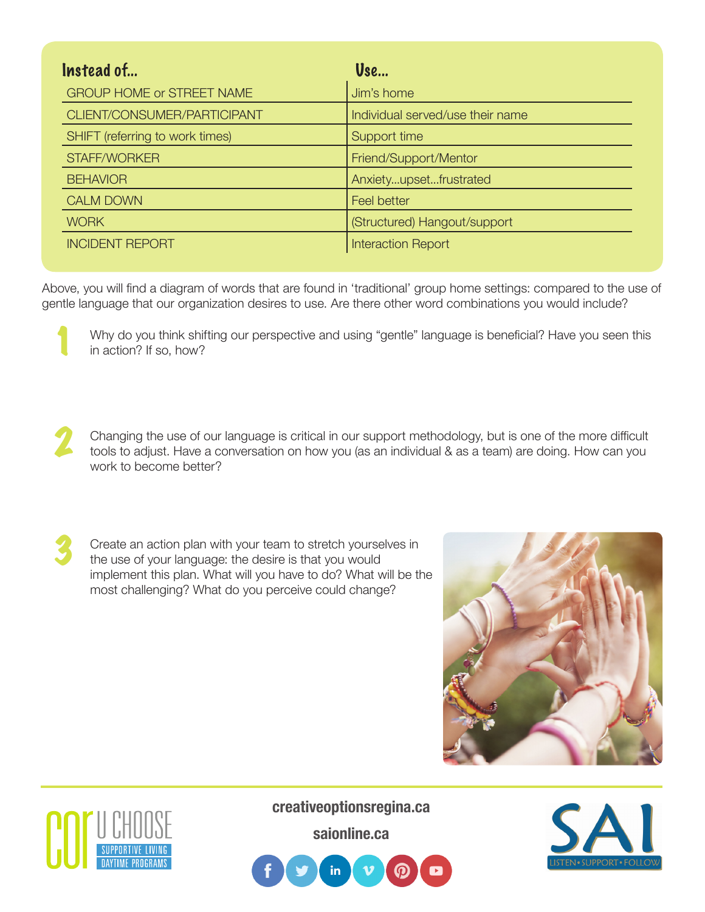| Instead of... | Use... |
|---|---|
| GROUP HOME or STREET NAME | Jim's home |
| CLIENT/CONSUMER/PARTICIPANT | Individual served/use their name |
| SHIFT (referring to work times) | Support time |
| STAFF/WORKER | Friend/Support/Mentor |
| BEHAVIOR | Anxiety...upset...frustrated |
| CALM DOWN | Feel better |
| WORK | (Structured) Hangout/support |
| INCIDENT REPORT | Interaction Report |

Above, you will find a diagram of words that are found in 'traditional' group home settings: compared to the use of gentle language that our organization desires to use. Are there other word combinations you would include?

1. Why do you think shifting our perspective and using "gentle" language is beneficial? Have you seen this in action? If so, how?

2. Changing the use of our language is critical in our support methodology, but is one of the more difficult tools to adjust. Have a conversation on how you (as an individual & as a team) are doing. How can you work to become better?

3. Create an action plan with your team to stretch yourselves in the use of your language: the desire is that you would implement this plan. What will you have to do? What will be the most challenging? What do you perceive could change?

creativeoptionsregina.ca

saionline.ca